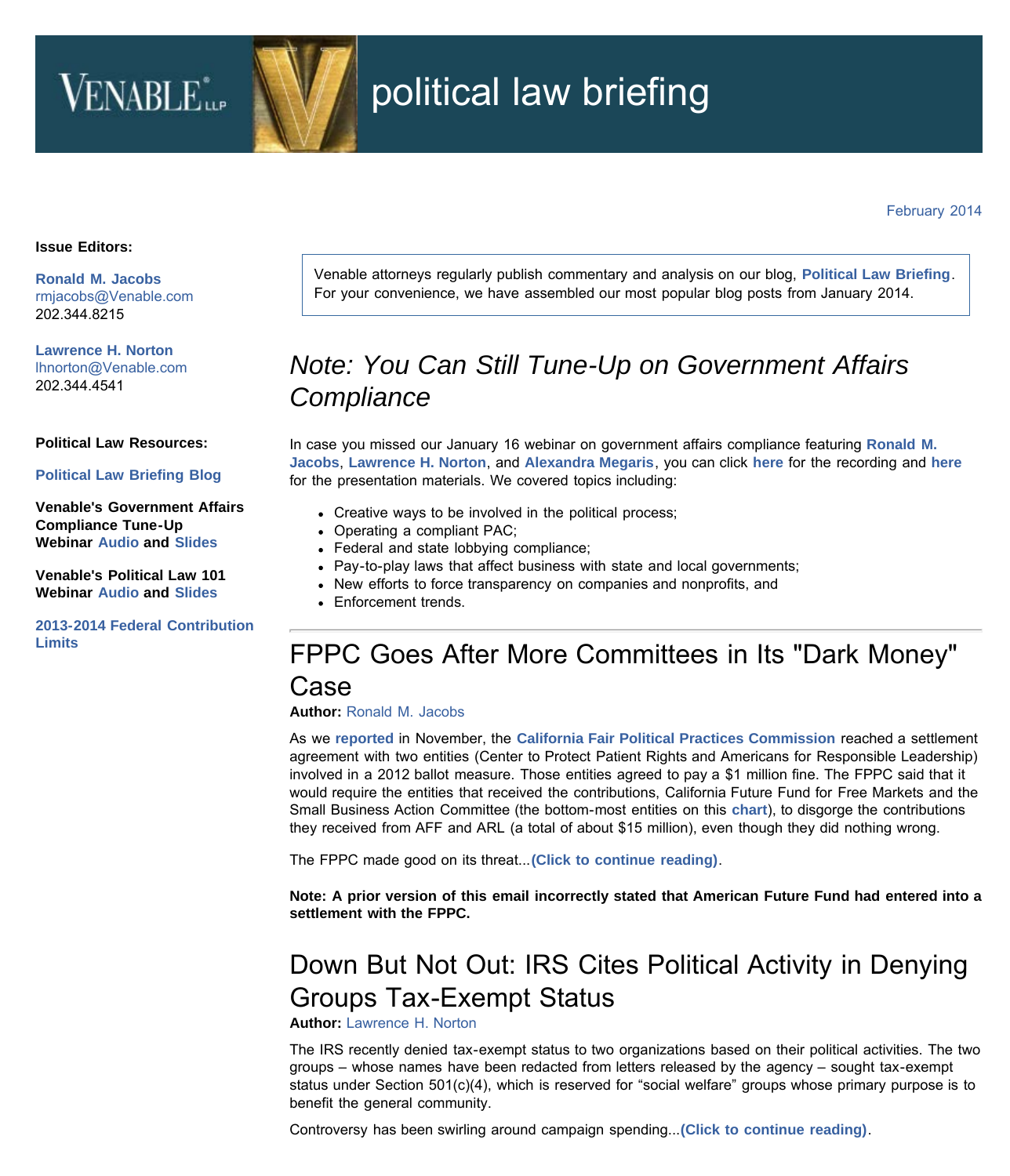# political law briefing

February 2014

**Issue Editors:**

**Ronald M. Jacobs**
rmjacobs@Venable.com
202.344.8215

**Lawrence H. Norton**
lhnorton@Venable.com
202.344.4541

**Political Law Resources:**

**Political Law Briefing Blog**

**Venable's Government Affairs Compliance Tune-Up Webinar Audio and Slides**

**Venable's Political Law 101 Webinar Audio and Slides**

**2013-2014 Federal Contribution Limits**

Venable attorneys regularly publish commentary and analysis on our blog, **Political Law Briefing**. For your convenience, we have assembled our most popular blog posts from January 2014.

## *Note: You Can Still Tune-Up on Government Affairs Compliance*

In case you missed our January 16 webinar on government affairs compliance featuring **Ronald M. Jacobs**, **Lawrence H. Norton**, and **Alexandra Megaris**, you can click **here** for the recording and **here** for the presentation materials. We covered topics including:

- Creative ways to be involved in the political process;
- Operating a compliant PAC;
- Federal and state lobbying compliance;
- Pay-to-play laws that affect business with state and local governments;
- New efforts to force transparency on companies and nonprofits, and
- Enforcement trends.

---

## FPPC Goes After More Committees in Its "Dark Money" Case

**Author:** Ronald M. Jacobs

As we **reported** in November, the **California Fair Political Practices Commission** reached a settlement agreement with two entities (Center to Protect Patient Rights and Americans for Responsible Leadership) involved in a 2012 ballot measure. Those entities agreed to pay a $1 million fine. The FPPC said that it would require the entities that received the contributions, California Future Fund for Free Markets and the Small Business Action Committee (the bottom-most entities on this **chart**), to disgorge the contributions they received from AFF and ARL (a total of about $15 million), even though they did nothing wrong.

The FPPC made good on its threat...**(Click to continue reading)**.

**Note: A prior version of this email incorrectly stated that American Future Fund had entered into a settlement with the FPPC.**

## Down But Not Out: IRS Cites Political Activity in Denying Groups Tax-Exempt Status

**Author:** Lawrence H. Norton

The IRS recently denied tax-exempt status to two organizations based on their political activities. The two groups – whose names have been redacted from letters released by the agency – sought tax-exempt status under Section 501(c)(4), which is reserved for "social welfare" groups whose primary purpose is to benefit the general community.

Controversy has been swirling around campaign spending...**(Click to continue reading)**.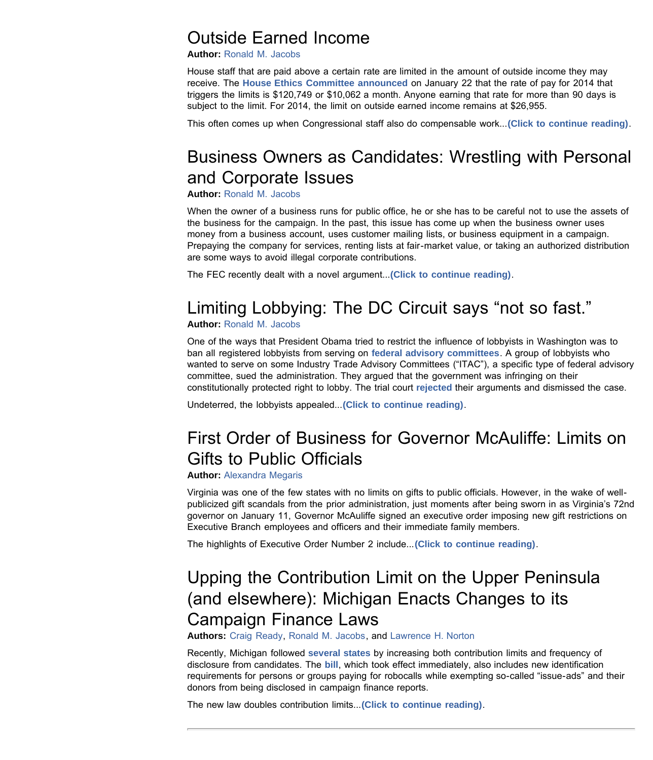## Outside Earned Income

**Author:** Ronald M. Jacobs

House staff that are paid above a certain rate are limited in the amount of outside income they may receive. The **House Ethics Committee announced** on January 22 that the rate of pay for 2014 that triggers the limits is $120,749 or $10,062 a month. Anyone earning that rate for more than 90 days is subject to the limit. For 2014, the limit on outside earned income remains at $26,955.

This often comes up when Congressional staff also do compensable work...**(Click to continue reading)**.

## Business Owners as Candidates: Wrestling with Personal and Corporate Issues

**Author:** Ronald M. Jacobs

When the owner of a business runs for public office, he or she has to be careful not to use the assets of the business for the campaign. In the past, this issue has come up when the business owner uses money from a business account, uses customer mailing lists, or business equipment in a campaign. Prepaying the company for services, renting lists at fair-market value, or taking an authorized distribution are some ways to avoid illegal corporate contributions.

The FEC recently dealt with a novel argument...**(Click to continue reading)**.

## Limiting Lobbying: The DC Circuit says "not so fast."

**Author:** Ronald M. Jacobs

One of the ways that President Obama tried to restrict the influence of lobbyists in Washington was to ban all registered lobbyists from serving on **federal advisory committees**. A group of lobbyists who wanted to serve on some Industry Trade Advisory Committees ("ITAC"), a specific type of federal advisory committee, sued the administration. They argued that the government was infringing on their constitutionally protected right to lobby. The trial court **rejected** their arguments and dismissed the case.

Undeterred, the lobbyists appealed...**(Click to continue reading)**.

## First Order of Business for Governor McAuliffe: Limits on Gifts to Public Officials

**Author:** Alexandra Megaris

Virginia was one of the few states with no limits on gifts to public officials. However, in the wake of well-publicized gift scandals from the prior administration, just moments after being sworn in as Virginia's 72nd governor on January 11, Governor McAuliffe signed an executive order imposing new gift restrictions on Executive Branch employees and officers and their immediate family members.

The highlights of Executive Order Number 2 include...**(Click to continue reading)**.

## Upping the Contribution Limit on the Upper Peninsula (and elsewhere): Michigan Enacts Changes to its Campaign Finance Laws

**Authors:** Craig Ready, Ronald M. Jacobs, and Lawrence H. Norton

Recently, Michigan followed **several states** by increasing both contribution limits and frequency of disclosure from candidates. The **bill**, which took effect immediately, also includes new identification requirements for persons or groups paying for robocalls while exempting so-called "issue-ads" and their donors from being disclosed in campaign finance reports.

The new law doubles contribution limits...**(Click to continue reading)**.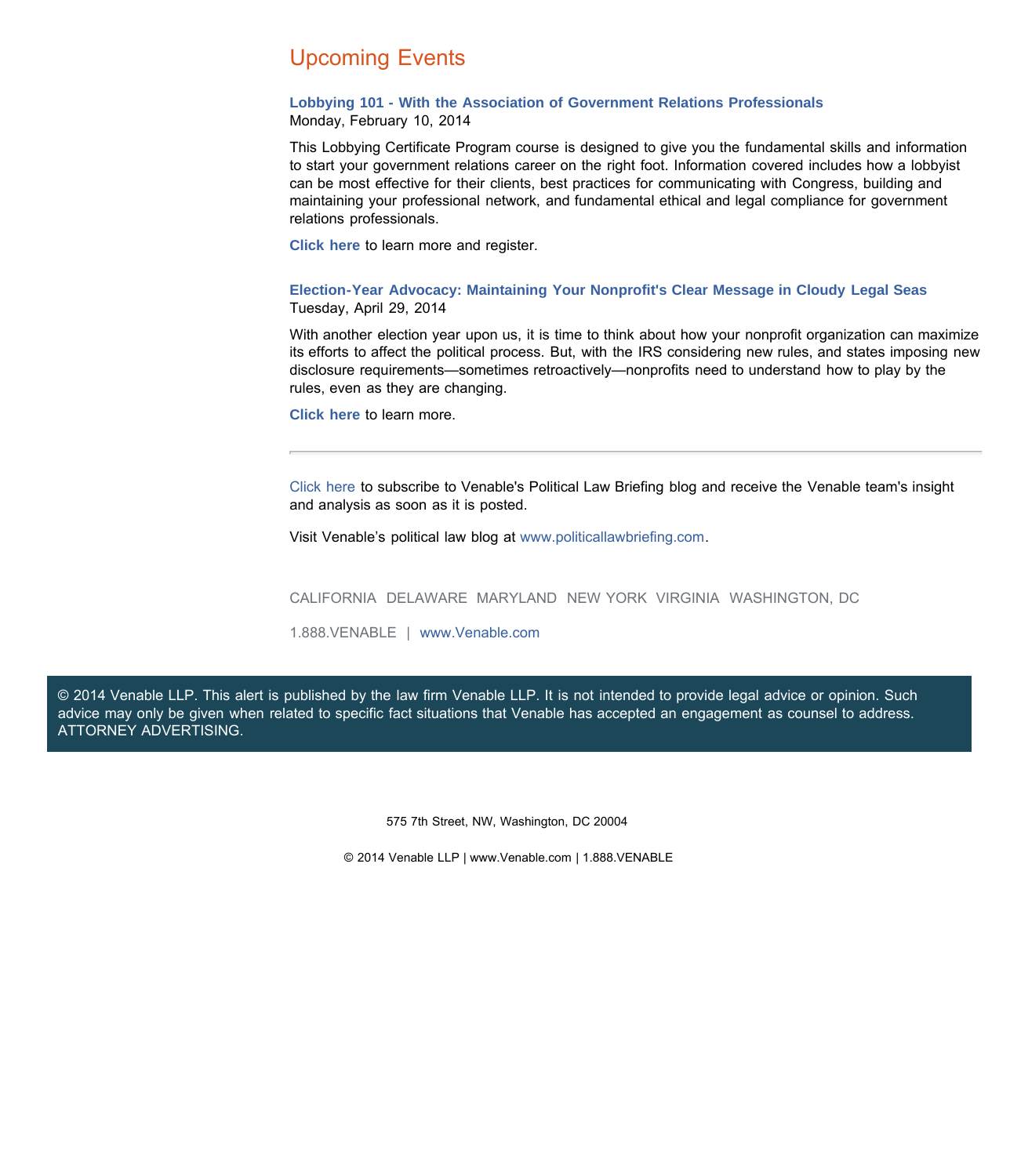## Upcoming Events

**Lobbying 101 - With the Association of Government Relations Professionals**
Monday, February 10, 2014

This Lobbying Certificate Program course is designed to give you the fundamental skills and information to start your government relations career on the right foot. Information covered includes how a lobbyist can be most effective for their clients, best practices for communicating with Congress, building and maintaining your professional network, and fundamental ethical and legal compliance for government relations professionals.

**Click here** to learn more and register.

**Election-Year Advocacy: Maintaining Your Nonprofit's Clear Message in Cloudy Legal Seas**
Tuesday, April 29, 2014

With another election year upon us, it is time to think about how your nonprofit organization can maximize its efforts to affect the political process. But, with the IRS considering new rules, and states imposing new disclosure requirements—sometimes retroactively—nonprofits need to understand how to play by the rules, even as they are changing.

**Click here** to learn more.

---

Click here to subscribe to Venable's Political Law Briefing blog and receive the Venable team's insight and analysis as soon as it is posted.

Visit Venable's political law blog at www.politicallawbriefing.com.

CALIFORNIA DELAWARE MARYLAND NEW YORK VIRGINIA WASHINGTON, DC

1.888.VENABLE | www.Venable.com

© 2014 Venable LLP. This alert is published by the law firm Venable LLP. It is not intended to provide legal advice or opinion. Such advice may only be given when related to specific fact situations that Venable has accepted an engagement as counsel to address. ATTORNEY ADVERTISING.

575 7th Street, NW, Washington, DC 20004

© 2014 Venable LLP | www.Venable.com | 1.888.VENABLE